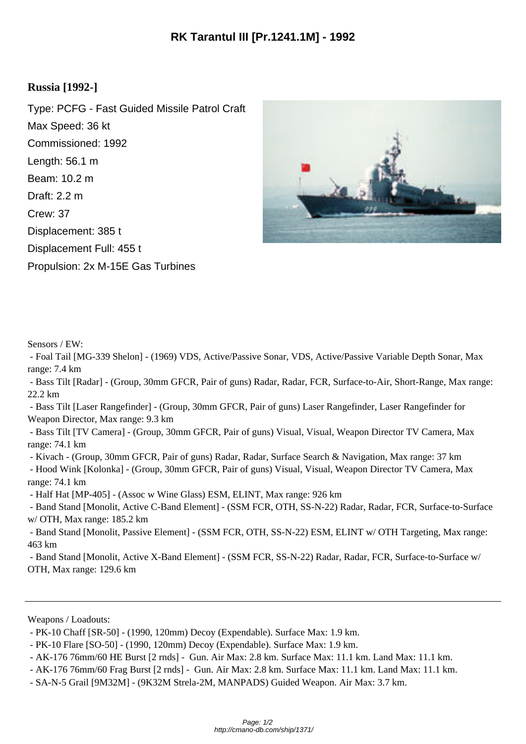# RK Tarantul III [Pr.1241.1M] - 1992

## Russia [1992-]

Type: PCFG - Fast Guided Missile Patrol Craft
Max Speed: 36 kt
Commissioned: 1992
Length: 56.1 m
Beam: 10.2 m
Draft: 2.2 m
Crew: 37
Displacement: 385 t
Displacement Full: 455 t
Propulsion: 2x M-15E Gas Turbines

Sensors / EW:

- Foal Tail [MG-339 Shelon] - (1969) VDS, Active/Passive Sonar, VDS, Active/Passive Variable Depth Sonar, Max range: 7.4 km
- Bass Tilt [Radar] - (Group, 30mm GFCR, Pair of guns) Radar, Radar, FCR, Surface-to-Air, Short-Range, Max range: 22.2 km
- Bass Tilt [Laser Rangefinder] - (Group, 30mm GFCR, Pair of guns) Laser Rangefinder, Laser Rangefinder for Weapon Director, Max range: 9.3 km
- Bass Tilt [TV Camera] - (Group, 30mm GFCR, Pair of guns) Visual, Visual, Weapon Director TV Camera, Max range: 74.1 km
- Kivach - (Group, 30mm GFCR, Pair of guns) Radar, Radar, Surface Search & Navigation, Max range: 37 km
- Hood Wink [Kolonka] - (Group, 30mm GFCR, Pair of guns) Visual, Visual, Weapon Director TV Camera, Max range: 74.1 km
- Half Hat [MP-405] - (Assoc w Wine Glass) ESM, ELINT, Max range: 926 km
- Band Stand [Monolit, Active C-Band Element] - (SSM FCR, OTH, SS-N-22) Radar, Radar, FCR, Surface-to-Surface w/ OTH, Max range: 185.2 km
- Band Stand [Monolit, Passive Element] - (SSM FCR, OTH, SS-N-22) ESM, ELINT w/ OTH Targeting, Max range: 463 km
- Band Stand [Monolit, Active X-Band Element] - (SSM FCR, SS-N-22) Radar, Radar, FCR, Surface-to-Surface w/ OTH, Max range: 129.6 km

---

Weapons / Loadouts:

- PK-10 Chaff [SR-50] - (1990, 120mm) Decoy (Expendable). Surface Max: 1.9 km.
- PK-10 Flare [SO-50] - (1990, 120mm) Decoy (Expendable). Surface Max: 1.9 km.
- AK-176 76mm/60 HE Burst [2 rnds] - Gun. Air Max: 2.8 km. Surface Max: 11.1 km. Land Max: 11.1 km.
- AK-176 76mm/60 Frag Burst [2 rnds] - Gun. Air Max: 2.8 km. Surface Max: 11.1 km. Land Max: 11.1 km.
- SA-N-5 Grail [9M32M] - (9K32M Strela-2M, MANPADS) Guided Weapon. Air Max: 3.7 km.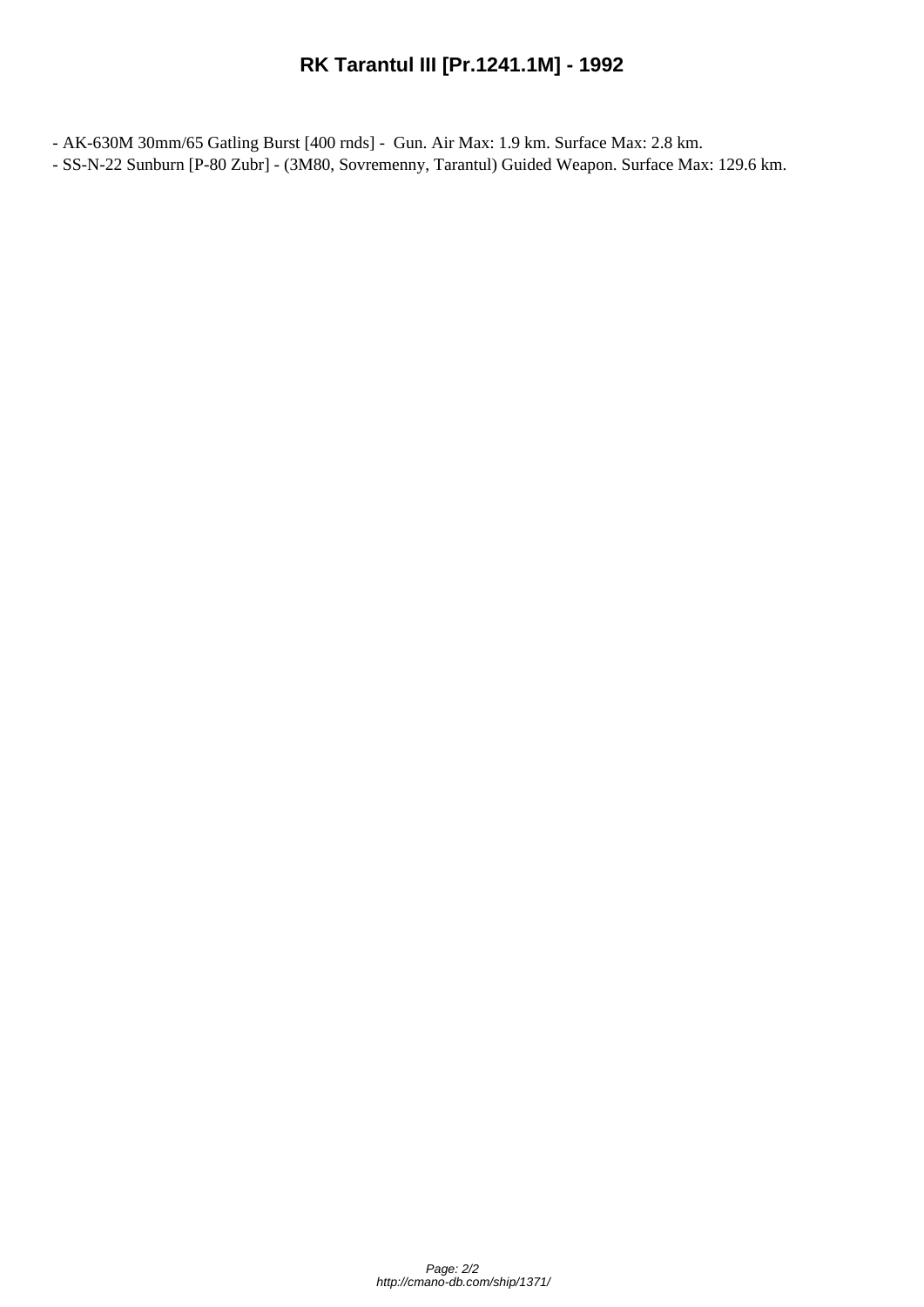- AK-630M 30mm/65 Gatling Burst [400 rnds] - Gun. Air Max: 1.9 km. Surface Max: 2.8 km.
- SS-N-22 Sunburn [P-80 Zubr] - (3M80, Sovremenny, Tarantul) Guided Weapon. Surface Max: 129.6 km.